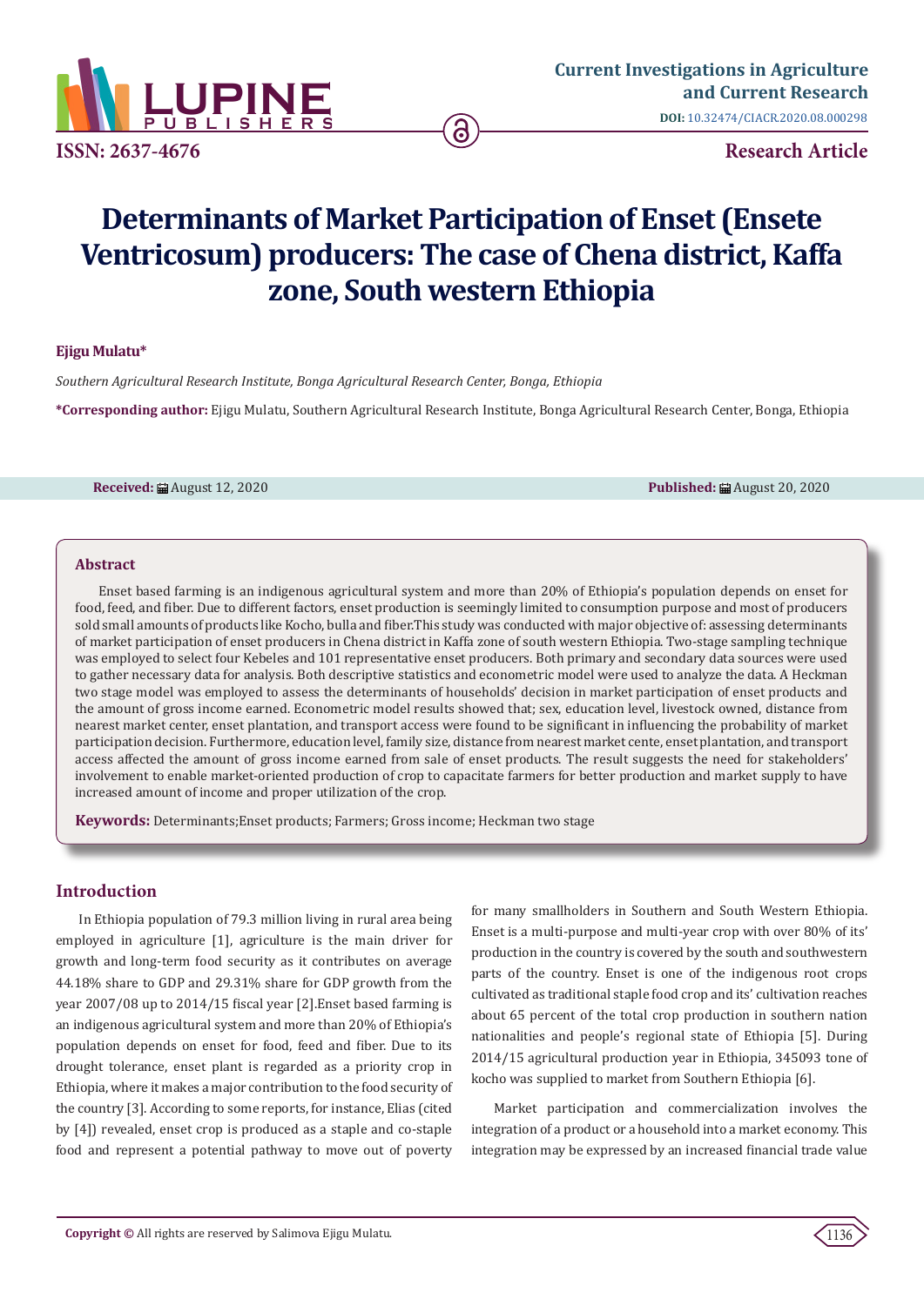# Determinants of Market Participation of Enset (Ensete Ventricosum) producers: The case of Chena district, Kaffa zone, South western Ethiopia

**Ejigu Mulatu***

*Southern Agricultural Research Institute, Bonga Agricultural Research Center, Bonga, Ethiopia*

**\*Corresponding author:** Ejigu Mulatu, Southern Agricultural Research Institute, Bonga Agricultural Research Center, Bonga, Ethiopia

**Received:** August 12, 2020 **Published:** August 20, 2020

## Abstract

Enset based farming is an indigenous agricultural system and more than 20% of Ethiopia's population depends on enset for food, feed, and fiber. Due to different factors, enset production is seemingly limited to consumption purpose and most of producers sold small amounts of products like Kocho, bulla and fiber.This study was conducted with major objective of: assessing determinants of market participation of enset producers in Chena district in Kaffa zone of south western Ethiopia. Two-stage sampling technique was employed to select four Kebeles and 101 representative enset producers. Both primary and secondary data sources were used to gather necessary data for analysis. Both descriptive statistics and econometric model were used to analyze the data. A Heckman two stage model was employed to assess the determinants of households' decision in market participation of enset products and the amount of gross income earned. Econometric model results showed that; sex, education level, livestock owned, distance from nearest market center, enset plantation, and transport access were found to be significant in influencing the probability of market participation decision. Furthermore, education level, family size, distance from nearest market cente, enset plantation, and transport access affected the amount of gross income earned from sale of enset products. The result suggests the need for stakeholders' involvement to enable market-oriented production of crop to capacitate farmers for better production and market supply to have increased amount of income and proper utilization of the crop.

**Keywords:** Determinants;Enset products; Farmers; Gross income; Heckman two stage

## Introduction

In Ethiopia population of 79.3 million living in rural area being employed in agriculture [1], agriculture is the main driver for growth and long-term food security as it contributes on average 44.18% share to GDP and 29.31% share for GDP growth from the year 2007/08 up to 2014/15 fiscal year [2].Enset based farming is an indigenous agricultural system and more than 20% of Ethiopia's population depends on enset for food, feed and fiber. Due to its drought tolerance, enset plant is regarded as a priority crop in Ethiopia, where it makes a major contribution to the food security of the country [3]. According to some reports, for instance, Elias (cited by [4]) revealed, enset crop is produced as a staple and co-staple food and represent a potential pathway to move out of poverty for many smallholders in Southern and South Western Ethiopia. Enset is a multi-purpose and multi-year crop with over 80% of its' production in the country is covered by the south and southwestern parts of the country. Enset is one of the indigenous root crops cultivated as traditional staple food crop and its' cultivation reaches about 65 percent of the total crop production in southern nation nationalities and people's regional state of Ethiopia [5]. During 2014/15 agricultural production year in Ethiopia, 345093 tone of kocho was supplied to market from Southern Ethiopia [6].

Market participation and commercialization involves the integration of a product or a household into a market economy. This integration may be expressed by an increased financial trade value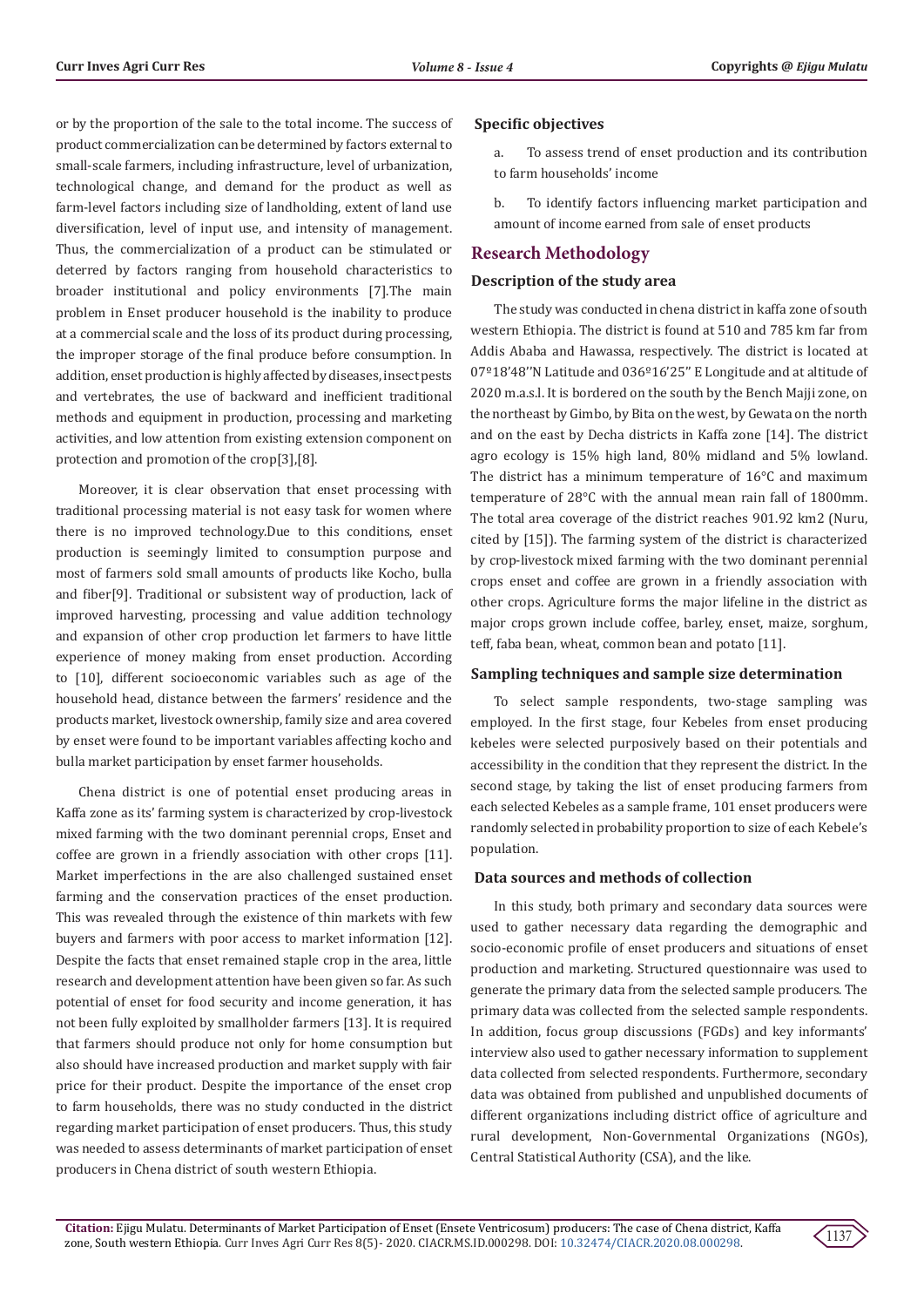or by the proportion of the sale to the total income. The success of product commercialization can be determined by factors external to small-scale farmers, including infrastructure, level of urbanization, technological change, and demand for the product as well as farm-level factors including size of landholding, extent of land use diversification, level of input use, and intensity of management. Thus, the commercialization of a product can be stimulated or deterred by factors ranging from household characteristics to broader institutional and policy environments [7].The main problem in Enset producer household is the inability to produce at a commercial scale and the loss of its product during processing, the improper storage of the final produce before consumption. In addition, enset production is highly affected by diseases, insect pests and vertebrates, the use of backward and inefficient traditional methods and equipment in production, processing and marketing activities, and low attention from existing extension component on protection and promotion of the crop[3],[8].

Moreover, it is clear observation that enset processing with traditional processing material is not easy task for women where there is no improved technology.Due to this conditions, enset production is seemingly limited to consumption purpose and most of farmers sold small amounts of products like Kocho, bulla and fiber[9]. Traditional or subsistent way of production, lack of improved harvesting, processing and value addition technology and expansion of other crop production let farmers to have little experience of money making from enset production. According to [10], different socioeconomic variables such as age of the household head, distance between the farmers' residence and the products market, livestock ownership, family size and area covered by enset were found to be important variables affecting kocho and bulla market participation by enset farmer households.

Chena district is one of potential enset producing areas in Kaffa zone as its' farming system is characterized by crop-livestock mixed farming with the two dominant perennial crops, Enset and coffee are grown in a friendly association with other crops [11]. Market imperfections in the are also challenged sustained enset farming and the conservation practices of the enset production. This was revealed through the existence of thin markets with few buyers and farmers with poor access to market information [12]. Despite the facts that enset remained staple crop in the area, little research and development attention have been given so far. As such potential of enset for food security and income generation, it has not been fully exploited by smallholder farmers [13]. It is required that farmers should produce not only for home consumption but also should have increased production and market supply with fair price for their product. Despite the importance of the enset crop to farm households, there was no study conducted in the district regarding market participation of enset producers. Thus, this study was needed to assess determinants of market participation of enset producers in Chena district of south western Ethiopia.

### Specific objectives

a. To assess trend of enset production and its contribution to farm households' income

b. To identify factors influencing market participation and amount of income earned from sale of enset products

## Research Methodology

### Description of the study area

The study was conducted in chena district in kaffa zone of south western Ethiopia. The district is found at 510 and 785 km far from Addis Ababa and Hawassa, respectively. The district is located at 07º18'48''N Latitude and 036º16'25'' E Longitude and at altitude of 2020 m.a.s.l. It is bordered on the south by the Bench Majji zone, on the northeast by Gimbo, by Bita on the west, by Gewata on the north and on the east by Decha districts in Kaffa zone [14]. The district agro ecology is 15% high land, 80% midland and 5% lowland. The district has a minimum temperature of 16°C and maximum temperature of 28°C with the annual mean rain fall of 1800mm. The total area coverage of the district reaches 901.92 km2 (Nuru, cited by [15]). The farming system of the district is characterized by crop-livestock mixed farming with the two dominant perennial crops enset and coffee are grown in a friendly association with other crops. Agriculture forms the major lifeline in the district as major crops grown include coffee, barley, enset, maize, sorghum, teff, faba bean, wheat, common bean and potato [11].

### Sampling techniques and sample size determination

To select sample respondents, two-stage sampling was employed. In the first stage, four Kebeles from enset producing kebeles were selected purposively based on their potentials and accessibility in the condition that they represent the district. In the second stage, by taking the list of enset producing farmers from each selected Kebeles as a sample frame, 101 enset producers were randomly selected in probability proportion to size of each Kebele's population.

### Data sources and methods of collection

In this study, both primary and secondary data sources were used to gather necessary data regarding the demographic and socio-economic profile of enset producers and situations of enset production and marketing. Structured questionnaire was used to generate the primary data from the selected sample producers. The primary data was collected from the selected sample respondents. In addition, focus group discussions (FGDs) and key informants' interview also used to gather necessary information to supplement data collected from selected respondents. Furthermore, secondary data was obtained from published and unpublished documents of different organizations including district office of agriculture and rural development, Non-Governmental Organizations (NGOs), Central Statistical Authority (CSA), and the like.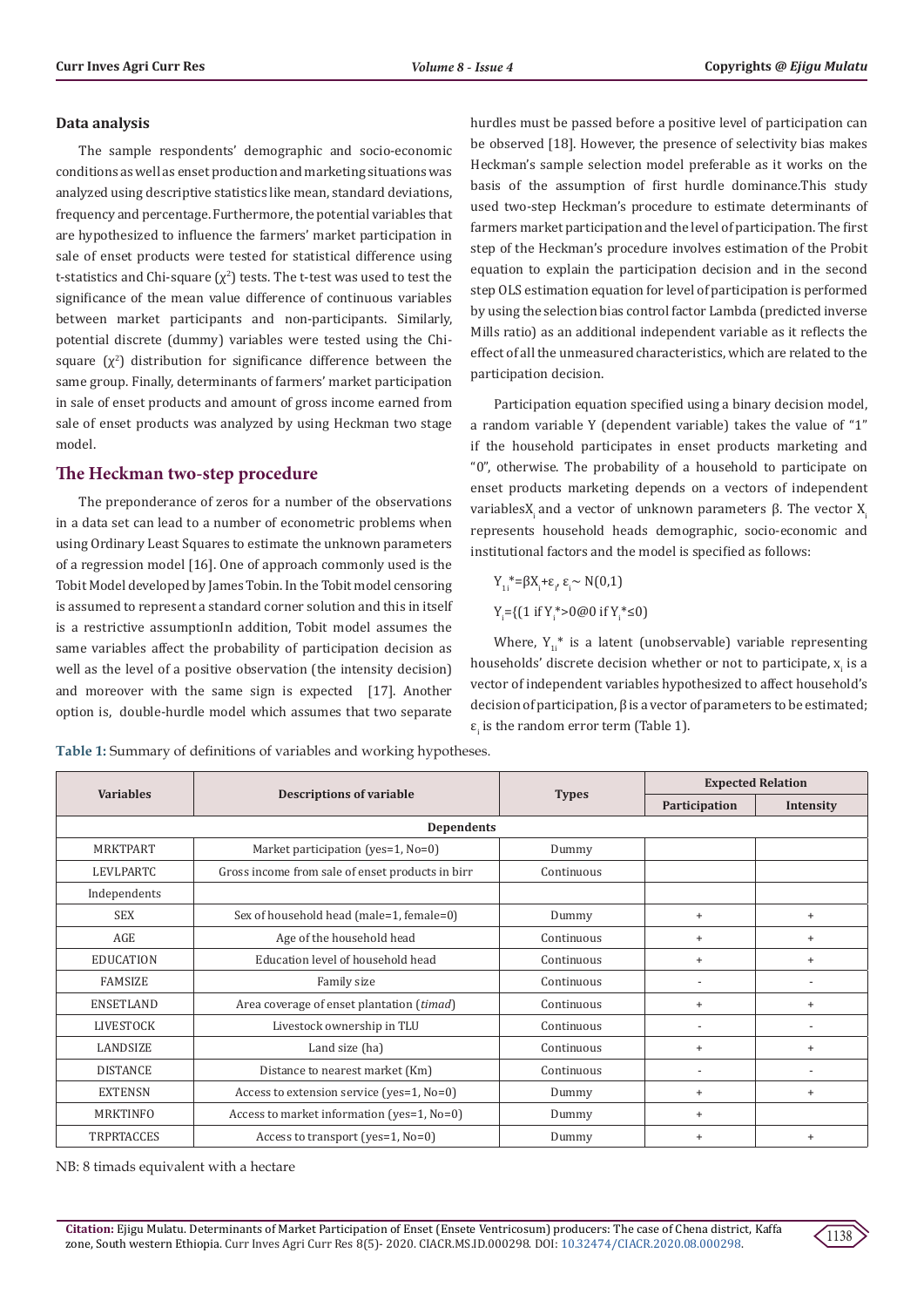### Data analysis

The sample respondents' demographic and socio-economic conditions as well as enset production and marketing situations was analyzed using descriptive statistics like mean, standard deviations, frequency and percentage. Furthermore, the potential variables that are hypothesized to influence the farmers' market participation in sale of enset products were tested for statistical difference using t-statistics and Chi-square ($\chi^2$) tests. The t-test was used to test the significance of the mean value difference of continuous variables between market participants and non-participants. Similarly, potential discrete (dummy) variables were tested using the Chi-square ($\chi^2$) distribution for significance difference between the same group. Finally, determinants of farmers' market participation in sale of enset products and amount of gross income earned from sale of enset products was analyzed by using Heckman two stage model.

## The Heckman two-step procedure

The preponderance of zeros for a number of the observations in a data set can lead to a number of econometric problems when using Ordinary Least Squares to estimate the unknown parameters of a regression model [16]. One of approach commonly used is the Tobit Model developed by James Tobin. In the Tobit model censoring is assumed to represent a standard corner solution and this in itself is a restrictive assumptionIn addition, Tobit model assumes the same variables affect the probability of participation decision as well as the level of a positive observation (the intensity decision) and moreover with the same sign is expected [17]. Another option is, double-hurdle model which assumes that two separate hurdles must be passed before a positive level of participation can be observed [18]. However, the presence of selectivity bias makes Heckman's sample selection model preferable as it works on the basis of the assumption of first hurdle dominance.This study used two-step Heckman's procedure to estimate determinants of farmers market participation and the level of participation. The first step of the Heckman's procedure involves estimation of the Probit equation to explain the participation decision and in the second step OLS estimation equation for level of participation is performed by using the selection bias control factor Lambda (predicted inverse Mills ratio) as an additional independent variable as it reflects the effect of all the unmeasured characteristics, which are related to the participation decision.

Participation equation specified using a binary decision model, a random variable Y (dependent variable) takes the value of "1" if the household participates in enset products marketing and "0", otherwise. The probability of a household to participate on enset products marketing depends on a vectors of independent variables$X_i$ and a vector of unknown parameters β. The vector $X_i$ represents household heads demographic, socio-economic and institutional factors and the model is specified as follows:

$$Y_{1i}^* = \beta X_i + \varepsilon_i,\ \varepsilon_i \sim N(0,1)$$

$$Y_i = \{(1 \text{ if } Y_i^* > 0 @ 0 \text{ if } Y_i^* \leq 0)$$

Where, $Y_{1i}^*$ is a latent (unobservable) variable representing households' discrete decision whether or not to participate, $x_i$ is a vector of independent variables hypothesized to affect household's decision of participation, β is a vector of parameters to be estimated; $\varepsilon_i$ is the random error term (Table 1).

**Table 1:** Summary of definitions of variables and working hypotheses.

| Variables | Descriptions of variable | Types | Expected Relation | |
|---|---|---|---|---|
| | | | Participation | Intensity |
| **Dependents** | | | | |
| MRKTPART | Market participation (yes=1, No=0) | Dummy | | |
| LEVLPARTC | Gross income from sale of enset products in birr | Continuous | | |
| Independents | | | | |
| SEX | Sex of household head (male=1, female=0) | Dummy | + | + |
| AGE | Age of the household head | Continuous | + | + |
| EDUCATION | Education level of household head | Continuous | + | + |
| FAMSIZE | Family size | Continuous | - | - |
| ENSETLAND | Area coverage of enset plantation (*timad*) | Continuous | + | + |
| LIVESTOCK | Livestock ownership in TLU | Continuous | - | - |
| LANDSIZE | Land size (ha) | Continuous | + | + |
| DISTANCE | Distance to nearest market (Km) | Continuous | - | - |
| EXTENSN | Access to extension service (yes=1, No=0) | Dummy | + | + |
| MRKTINFO | Access to market information (yes=1, No=0) | Dummy | + | |
| TRPRTACCES | Access to transport (yes=1, No=0) | Dummy | + | + |

NB: 8 timads equivalent with a hectare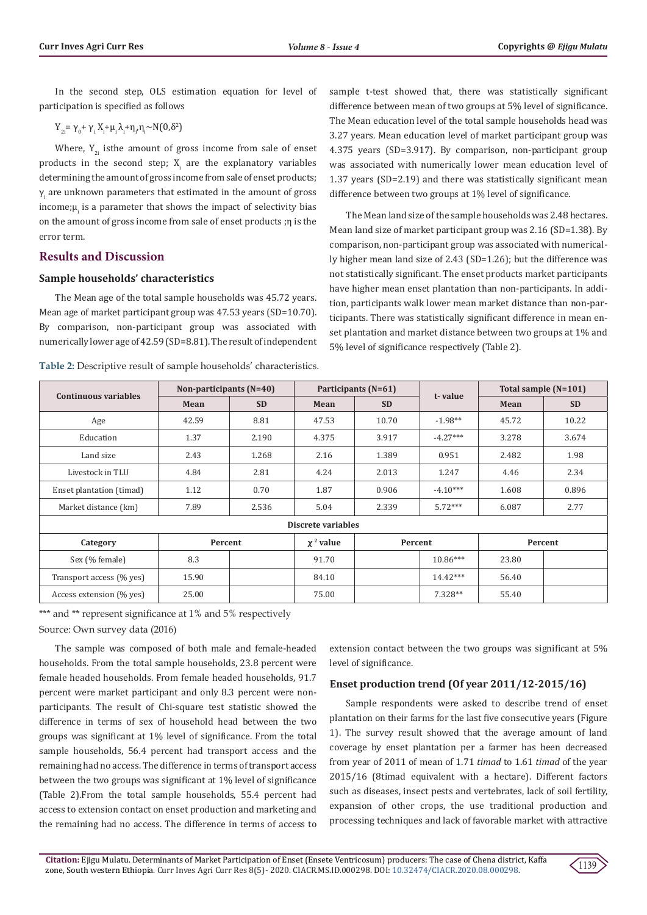In the second step, OLS estimation equation for level of participation is specified as follows

$$Y_{2i} = \gamma_0 + \gamma_i X_i + \mu_i \lambda_i + \eta_i, \eta_i \sim N(0, \delta^2)$$

Where, $Y_{2i}$ isthe amount of gross income from sale of enset products in the second step; $X_i$ are the explanatory variables determining the amount of gross income from sale of enset products; $\gamma_i$ are unknown parameters that estimated in the amount of gross income;$\mu_i$ is a parameter that shows the impact of selectivity bias on the amount of gross income from sale of enset products ;$\eta$ is the error term.

## Results and Discussion

### Sample households' characteristics

The Mean age of the total sample households was 45.72 years. Mean age of market participant group was 47.53 years (SD=10.70). By comparison, non-participant group was associated with numerically lower age of 42.59 (SD=8.81). The result of independent sample t-test showed that, there was statistically significant difference between mean of two groups at 5% level of significance. The Mean education level of the total sample households head was 3.27 years. Mean education level of market participant group was 4.375 years (SD=3.917). By comparison, non-participant group was associated with numerically lower mean education level of 1.37 years (SD=2.19) and there was statistically significant mean difference between two groups at 1% level of significance.

The Mean land size of the sample households was 2.48 hectares. Mean land size of market participant group was 2.16 (SD=1.38). By comparison, non-participant group was associated with numerically higher mean land size of 2.43 (SD=1.26); but the difference was not statistically significant. The enset products market participants have higher mean enset plantation than non-participants. In addition, participants walk lower mean market distance than non-participants. There was statistically significant difference in mean enset plantation and market distance between two groups at 1% and 5% level of significance respectively (Table 2).

**Table 2:** Descriptive result of sample households' characteristics.

| Continuous variables | Non-participants (N=40) | | Participants (N=61) | | t- value | Total sample (N=101) | |
|---|---|---|---|---|---|---|---|
| | Mean | SD | Mean | SD | | Mean | SD |
| Age | 42.59 | 8.81 | 47.53 | 10.70 | -1.98** | 45.72 | 10.22 |
| Education | 1.37 | 2.190 | 4.375 | 3.917 | -4.27*** | 3.278 | 3.674 |
| Land size | 2.43 | 1.268 | 2.16 | 1.389 | 0.951 | 2.482 | 1.98 |
| Livestock in TLU | 4.84 | 2.81 | 4.24 | 2.013 | 1.247 | 4.46 | 2.34 |
| Enset plantation (timad) | 1.12 | 0.70 | 1.87 | 0.906 | -4.10*** | 1.608 | 0.896 |
| Market distance (km) | 7.89 | 2.536 | 5.04 | 2.339 | 5.72*** | 6.087 | 2.77 |
| **Discrete variables** | | | | | | | |
| **Category** | **Percent** | | **$\chi^2$ value** | **Percent** | | **Percent** | |
| Sex (% female) | 8.3 | | 91.70 | | 10.86*** | 23.80 | |
| Transport access (% yes) | 15.90 | | 84.10 | | 14.42*** | 56.40 | |
| Access extension (% yes) | 25.00 | | 75.00 | | 7.328** | 55.40 | |

*** and ** represent significance at 1% and 5% respectively

Source: Own survey data (2016)

The sample was composed of both male and female-headed households. From the total sample households, 23.8 percent were female headed households. From female headed households, 91.7 percent were market participant and only 8.3 percent were non-participants. The result of Chi-square test statistic showed the difference in terms of sex of household head between the two groups was significant at 1% level of significance. From the total sample households, 56.4 percent had transport access and the remaining had no access. The difference in terms of transport access between the two groups was significant at 1% level of significance (Table 2).From the total sample households, 55.4 percent had access to extension contact on enset production and marketing and the remaining had no access. The difference in terms of access to extension contact between the two groups was significant at 5% level of significance.

### Enset production trend (Of year 2011/12-2015/16)

Sample respondents were asked to describe trend of enset plantation on their farms for the last five consecutive years (Figure 1). The survey result showed that the average amount of land coverage by enset plantation per a farmer has been decreased from year of 2011 of mean of 1.71 *timad* to 1.61 *timad* of the year 2015/16 (8timad equivalent with a hectare). Different factors such as diseases, insect pests and vertebrates, lack of soil fertility, expansion of other crops, the use traditional production and processing techniques and lack of favorable market with attractive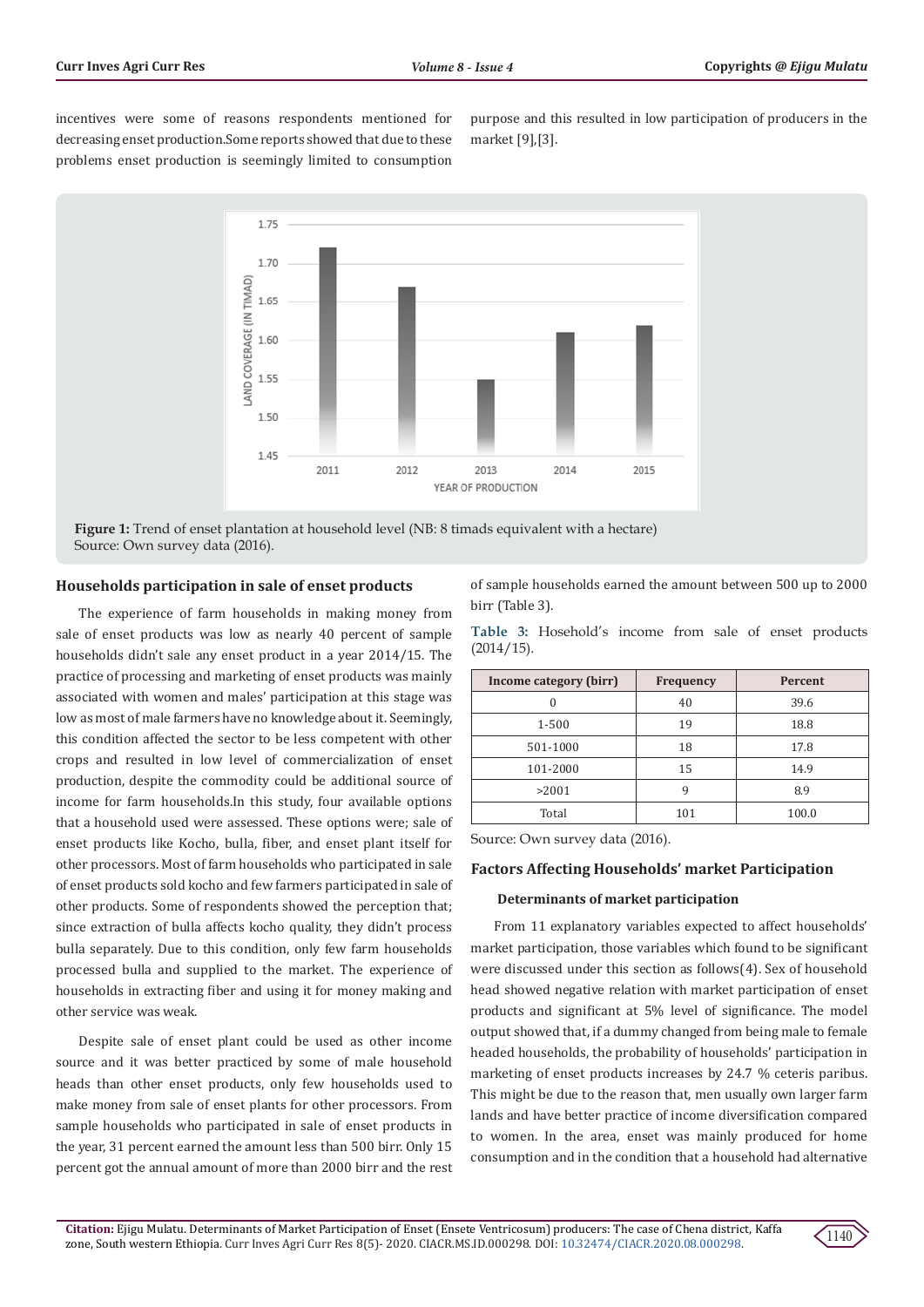incentives were some of reasons respondents mentioned for decreasing enset production.Some reports showed that due to these problems enset production is seemingly limited to consumption purpose and this resulted in low participation of producers in the market [9],[3].

1.75
1.70
1.65
1.60
1.55
1.50
1.45
LAND COVERAGE (IN TIMAD)
2011
2012
2013
2014
2015
YEAR OF PRODUCTION

**Figure 1:** Trend of enset plantation at household level (NB: 8 timads equivalent with a hectare)
Source: Own survey data (2016).

### Households participation in sale of enset products

The experience of farm households in making money from sale of enset products was low as nearly 40 percent of sample households didn't sale any enset product in a year 2014/15. The practice of processing and marketing of enset products was mainly associated with women and males' participation at this stage was low as most of male farmers have no knowledge about it. Seemingly, this condition affected the sector to be less competent with other crops and resulted in low level of commercialization of enset production, despite the commodity could be additional source of income for farm households.In this study, four available options that a household used were assessed. These options were; sale of enset products like Kocho, bulla, fiber, and enset plant itself for other processors. Most of farm households who participated in sale of enset products sold kocho and few farmers participated in sale of other products. Some of respondents showed the perception that; since extraction of bulla affects kocho quality, they didn't process bulla separately. Due to this condition, only few farm households processed bulla and supplied to the market. The experience of households in extracting fiber and using it for money making and other service was weak.

Despite sale of enset plant could be used as other income source and it was better practiced by some of male household heads than other enset products, only few households used to make money from sale of enset plants for other processors. From sample households who participated in sale of enset products in the year, 31 percent earned the amount less than 500 birr. Only 15 percent got the annual amount of more than 2000 birr and the rest of sample households earned the amount between 500 up to 2000 birr (Table 3).

**Table 3:** Hosehold's income from sale of enset products (2014/15).

| Income category (birr) | Frequency | Percent |
|---|---|---|
| 0 | 40 | 39.6 |
| 1-500 | 19 | 18.8 |
| 501-1000 | 18 | 17.8 |
| 101-2000 | 15 | 14.9 |
| >2001 | 9 | 8.9 |
| Total | 101 | 100.0 |

Source: Own survey data (2016).

### Factors Affecting Households' market Participation

#### Determinants of market participation

From 11 explanatory variables expected to affect households' market participation, those variables which found to be significant were discussed under this section as follows(4). Sex of household head showed negative relation with market participation of enset products and significant at 5% level of significance. The model output showed that, if a dummy changed from being male to female headed households, the probability of households' participation in marketing of enset products increases by 24.7 % ceteris paribus. This might be due to the reason that, men usually own larger farm lands and have better practice of income diversification compared to women. In the area, enset was mainly produced for home consumption and in the condition that a household had alternative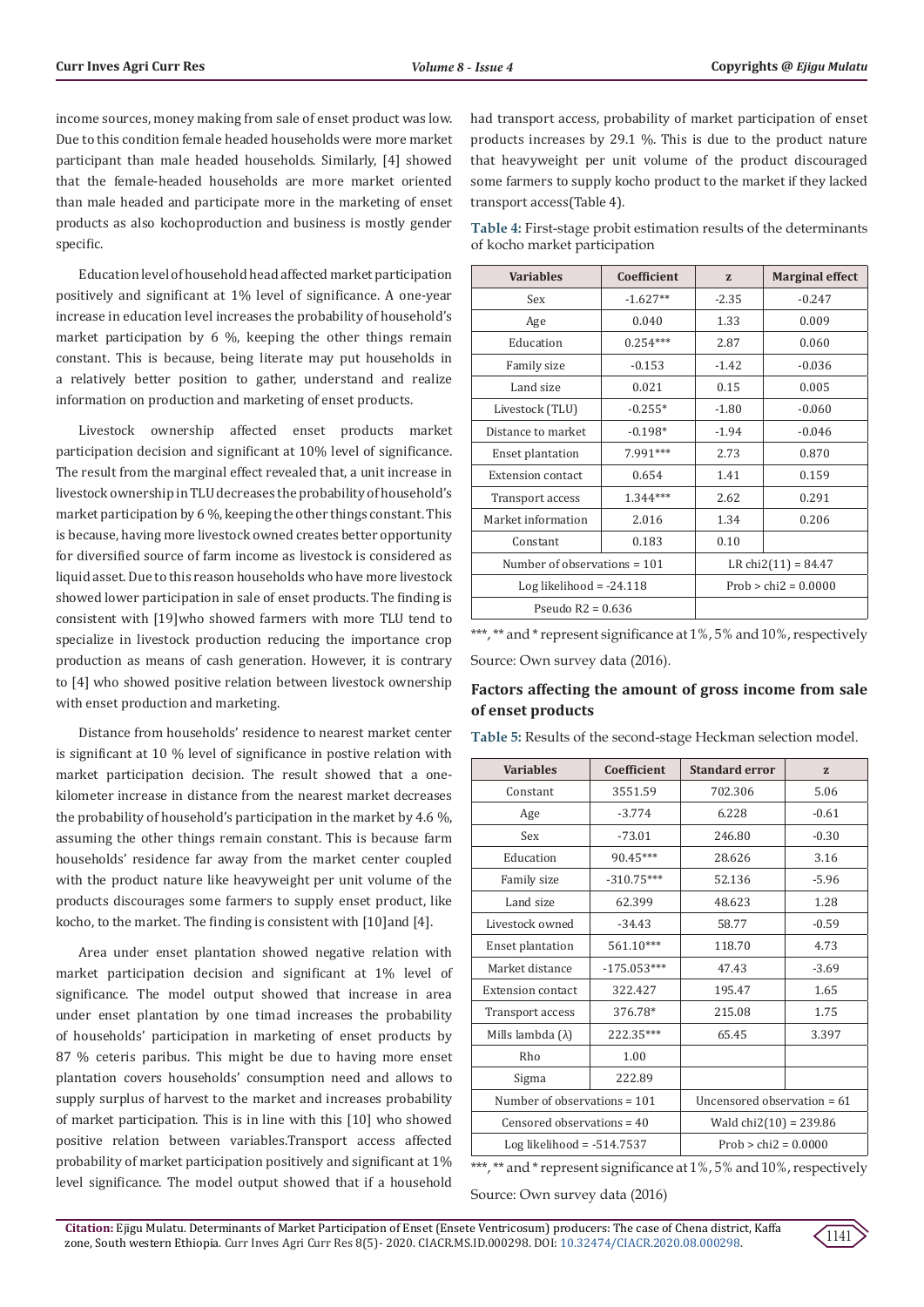income sources, money making from sale of enset product was low. Due to this condition female headed households were more market participant than male headed households. Similarly, [4] showed that the female-headed households are more market oriented than male headed and participate more in the marketing of enset products as also kochoproduction and business is mostly gender specific.

Education level of household head affected market participation positively and significant at 1% level of significance. A one-year increase in education level increases the probability of household's market participation by 6 %, keeping the other things remain constant. This is because, being literate may put households in a relatively better position to gather, understand and realize information on production and marketing of enset products.

Livestock ownership affected enset products market participation decision and significant at 10% level of significance. The result from the marginal effect revealed that, a unit increase in livestock ownership in TLU decreases the probability of household's market participation by 6 %, keeping the other things constant. This is because, having more livestock owned creates better opportunity for diversified source of farm income as livestock is considered as liquid asset. Due to this reason households who have more livestock showed lower participation in sale of enset products. The finding is consistent with [19]who showed farmers with more TLU tend to specialize in livestock production reducing the importance crop production as means of cash generation. However, it is contrary to [4] who showed positive relation between livestock ownership with enset production and marketing.

Distance from households' residence to nearest market center is significant at 10 % level of significance in postive relation with market participation decision. The result showed that a one-kilometer increase in distance from the nearest market decreases the probability of household's participation in the market by 4.6 %, assuming the other things remain constant. This is because farm households' residence far away from the market center coupled with the product nature like heavyweight per unit volume of the products discourages some farmers to supply enset product, like kocho, to the market. The finding is consistent with [10]and [4].

Area under enset plantation showed negative relation with market participation decision and significant at 1% level of significance. The model output showed that increase in area under enset plantation by one timad increases the probability of households' participation in marketing of enset products by 87 % ceteris paribus. This might be due to having more enset plantation covers households' consumption need and allows to supply surplus of harvest to the market and increases probability of market participation. This is in line with this [10] who showed positive relation between variables.Transport access affected probability of market participation positively and significant at 1% level significance. The model output showed that if a household had transport access, probability of market participation of enset products increases by 29.1 %. This is due to the product nature that heavyweight per unit volume of the product discouraged some farmers to supply kocho product to the market if they lacked transport access(Table 4).

**Table 4:** First-stage probit estimation results of the determinants of kocho market participation

| Variables | Coefficient | z | Marginal effect |
|---|---|---|---|
| Sex | -1.627** | -2.35 | -0.247 |
| Age | 0.040 | 1.33 | 0.009 |
| Education | 0.254*** | 2.87 | 0.060 |
| Family size | -0.153 | -1.42 | -0.036 |
| Land size | 0.021 | 0.15 | 0.005 |
| Livestock (TLU) | -0.255* | -1.80 | -0.060 |
| Distance to market | -0.198* | -1.94 | -0.046 |
| Enset plantation | 7.991*** | 2.73 | 0.870 |
| Extension contact | 0.654 | 1.41 | 0.159 |
| Transport access | 1.344*** | 2.62 | 0.291 |
| Market information | 2.016 | 1.34 | 0.206 |
| Constant | 0.183 | 0.10 | |
| Number of observations = 101 | | LR chi2(11) = 84.47 | |
| Log likelihood = -24.118 | | Prob > chi2 = 0.0000 | |
| Pseudo R2 = 0.636 | | | |

***, ** and * represent significance at 1%, 5% and 10%, respectively

Source: Own survey data (2016).

## Factors affecting the amount of gross income from sale of enset products

**Table 5:** Results of the second-stage Heckman selection model.

| Variables | Coefficient | Standard error | z |
|---|---|---|---|
| Constant | 3551.59 | 702.306 | 5.06 |
| Age | -3.774 | 6.228 | -0.61 |
| Sex | -73.01 | 246.80 | -0.30 |
| Education | 90.45*** | 28.626 | 3.16 |
| Family size | -310.75*** | 52.136 | -5.96 |
| Land size | 62.399 | 48.623 | 1.28 |
| Livestock owned | -34.43 | 58.77 | -0.59 |
| Enset plantation | 561.10*** | 118.70 | 4.73 |
| Market distance | -175.053*** | 47.43 | -3.69 |
| Extension contact | 322.427 | 195.47 | 1.65 |
| Transport access | 376.78* | 215.08 | 1.75 |
| Mills lambda (λ) | 222.35*** | 65.45 | 3.397 |
| Rho | 1.00 | | |
| Sigma | 222.89 | | |
| Number of observations = 101 | | Uncensored observation = 61 | |
| Censored observations = 40 | | Wald chi2(10) = 239.86 | |
| Log likelihood = -514.7537 | | Prob > chi2 = 0.0000 | |

***, ** and * represent significance at 1%, 5% and 10%, respectively

Source: Own survey data (2016)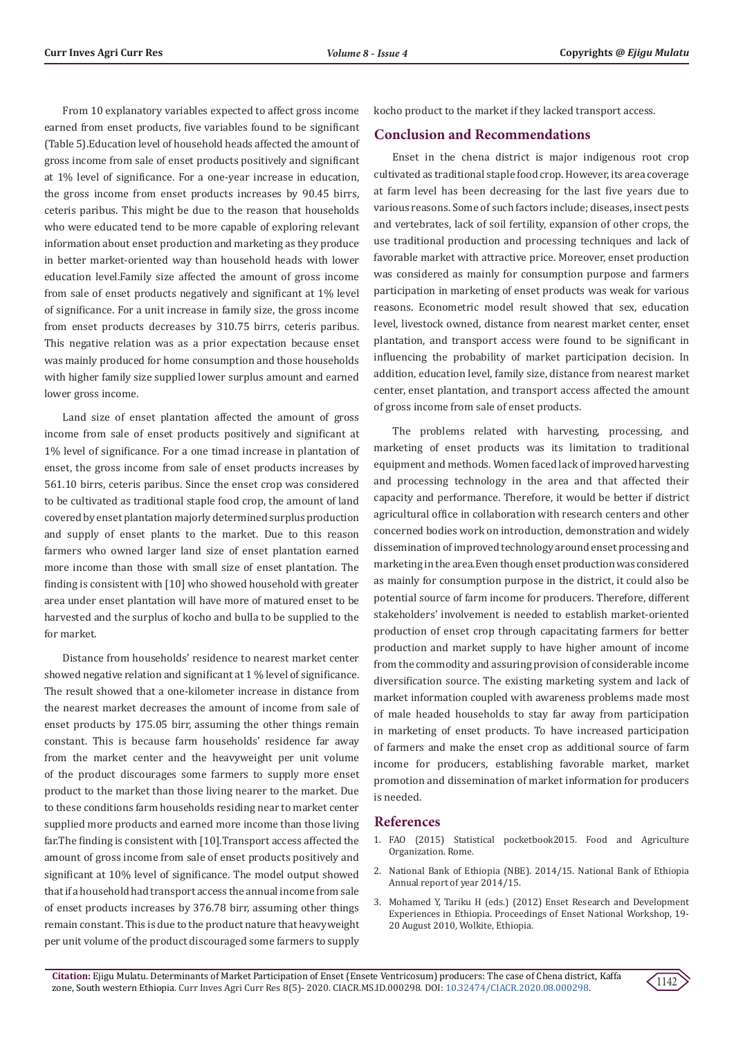From 10 explanatory variables expected to affect gross income earned from enset products, five variables found to be significant (Table 5).Education level of household heads affected the amount of gross income from sale of enset products positively and significant at 1% level of significance. For a one-year increase in education, the gross income from enset products increases by 90.45 birrs, ceteris paribus. This might be due to the reason that households who were educated tend to be more capable of exploring relevant information about enset production and marketing as they produce in better market-oriented way than household heads with lower education level.Family size affected the amount of gross income from sale of enset products negatively and significant at 1% level of significance. For a unit increase in family size, the gross income from enset products decreases by 310.75 birrs, ceteris paribus. This negative relation was as a prior expectation because enset was mainly produced for home consumption and those households with higher family size supplied lower surplus amount and earned lower gross income.

Land size of enset plantation affected the amount of gross income from sale of enset products positively and significant at 1% level of significance. For a one timad increase in plantation of enset, the gross income from sale of enset products increases by 561.10 birrs, ceteris paribus. Since the enset crop was considered to be cultivated as traditional staple food crop, the amount of land covered by enset plantation majorly determined surplus production and supply of enset plants to the market. Due to this reason farmers who owned larger land size of enset plantation earned more income than those with small size of enset plantation. The finding is consistent with [10] who showed household with greater area under enset plantation will have more of matured enset to be harvested and the surplus of kocho and bulla to be supplied to the for market.

Distance from households' residence to nearest market center showed negative relation and significant at 1 % level of significance. The result showed that a one-kilometer increase in distance from the nearest market decreases the amount of income from sale of enset products by 175.05 birr, assuming the other things remain constant. This is because farm households' residence far away from the market center and the heavyweight per unit volume of the product discourages some farmers to supply more enset product to the market than those living nearer to the market. Due to these conditions farm households residing near to market center supplied more products and earned more income than those living far.The finding is consistent with [10].Transport access affected the amount of gross income from sale of enset products positively and significant at 10% level of significance. The model output showed that if a household had transport access the annual income from sale of enset products increases by 376.78 birr, assuming other things remain constant. This is due to the product nature that heavyweight per unit volume of the product discouraged some farmers to supply kocho product to the market if they lacked transport access.

## Conclusion and Recommendations

Enset in the chena district is major indigenous root crop cultivated as traditional staple food crop. However, its area coverage at farm level has been decreasing for the last five years due to various reasons. Some of such factors include; diseases, insect pests and vertebrates, lack of soil fertility, expansion of other crops, the use traditional production and processing techniques and lack of favorable market with attractive price. Moreover, enset production was considered as mainly for consumption purpose and farmers participation in marketing of enset products was weak for various reasons. Econometric model result showed that sex, education level, livestock owned, distance from nearest market center, enset plantation, and transport access were found to be significant in influencing the probability of market participation decision. In addition, education level, family size, distance from nearest market center, enset plantation, and transport access affected the amount of gross income from sale of enset products.

The problems related with harvesting, processing, and marketing of enset products was its limitation to traditional equipment and methods. Women faced lack of improved harvesting and processing technology in the area and that affected their capacity and performance. Therefore, it would be better if district agricultural office in collaboration with research centers and other concerned bodies work on introduction, demonstration and widely dissemination of improved technology around enset processing and marketing in the area.Even though enset production was considered as mainly for consumption purpose in the district, it could also be potential source of farm income for producers. Therefore, different stakeholders' involvement is needed to establish market-oriented production of enset crop through capacitating farmers for better production and market supply to have higher amount of income from the commodity and assuring provision of considerable income diversification source. The existing marketing system and lack of market information coupled with awareness problems made most of male headed households to stay far away from participation in marketing of enset products. To have increased participation of farmers and make the enset crop as additional source of farm income for producers, establishing favorable market, market promotion and dissemination of market information for producers is needed.

## References

1. FAO (2015) Statistical pocketbook2015. Food and Agriculture Organization. Rome.
2. National Bank of Ethiopia (NBE). 2014/15. National Bank of Ethiopia Annual report of year 2014/15.
3. Mohamed Y, Tariku H (eds.) (2012) Enset Research and Development Experiences in Ethiopia. Proceedings of Enset National Workshop, 19-20 August 2010, Wolkite, Ethiopia.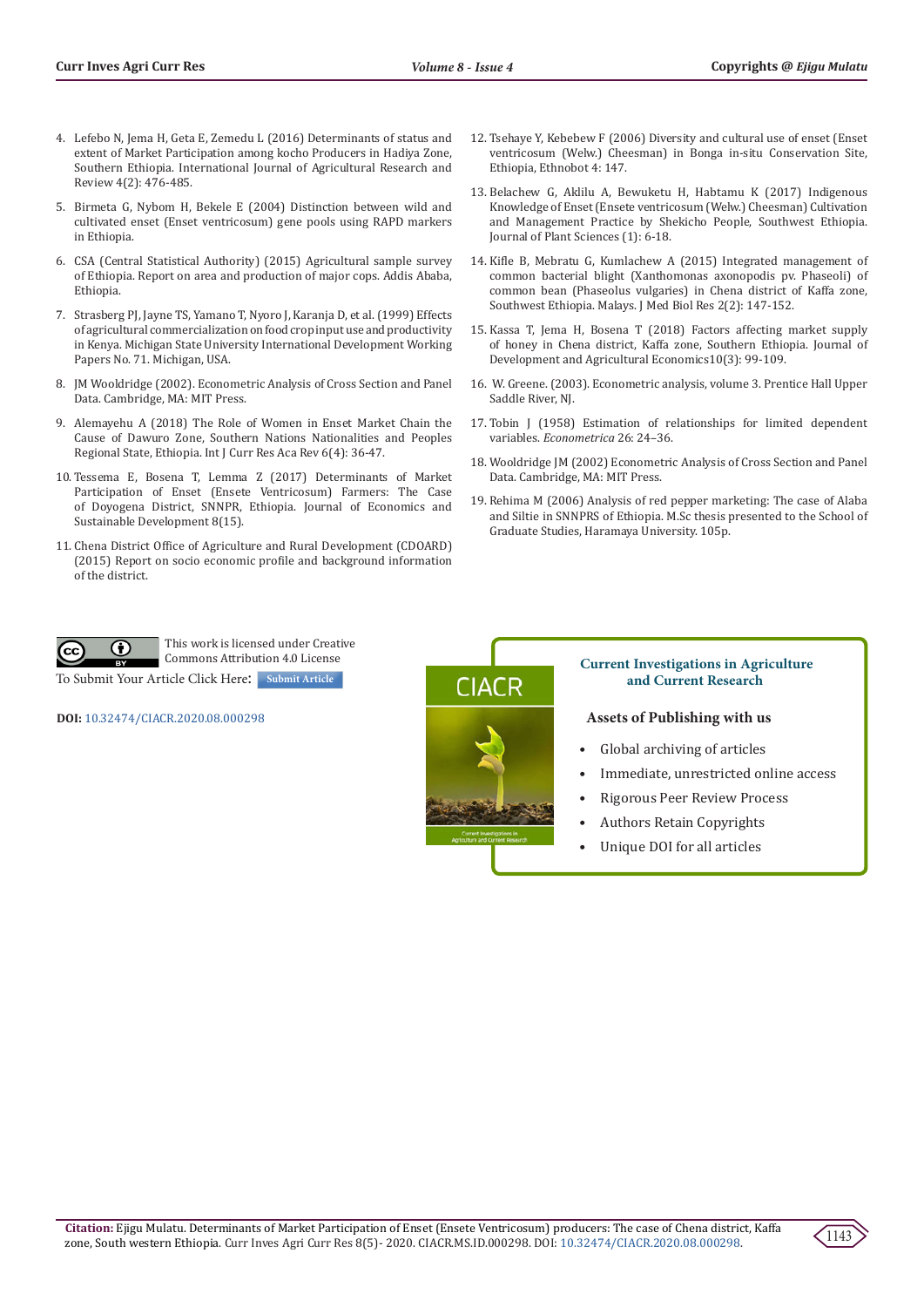4. Lefebo N, Jema H, Geta E, Zemedu L (2016) Determinants of status and extent of Market Participation among kocho Producers in Hadiya Zone, Southern Ethiopia. International Journal of Agricultural Research and Review 4(2): 476-485.
5. Birmeta G, Nybom H, Bekele E (2004) Distinction between wild and cultivated enset (Enset ventricosum) gene pools using RAPD markers in Ethiopia.
6. CSA (Central Statistical Authority) (2015) Agricultural sample survey of Ethiopia. Report on area and production of major cops. Addis Ababa, Ethiopia.
7. Strasberg PJ, Jayne TS, Yamano T, Nyoro J, Karanja D, et al. (1999) Effects of agricultural commercialization on food crop input use and productivity in Kenya. Michigan State University International Development Working Papers No. 71. Michigan, USA.
8. JM Wooldridge (2002). Econometric Analysis of Cross Section and Panel Data. Cambridge, MA: MIT Press.
9. Alemayehu A (2018) The Role of Women in Enset Market Chain the Cause of Dawuro Zone, Southern Nations Nationalities and Peoples Regional State, Ethiopia. Int J Curr Res Aca Rev 6(4): 36-47.
10. Tessema E, Bosena T, Lemma Z (2017) Determinants of Market Participation of Enset (Ensete Ventricosum) Farmers: The Case of Doyogena District, SNNPR, Ethiopia. Journal of Economics and Sustainable Development 8(15).
11. Chena District Office of Agriculture and Rural Development (CDOARD) (2015) Report on socio economic profile and background information of the district.
12. Tsehaye Y, Kebebew F (2006) Diversity and cultural use of enset (Enset ventricosum (Welw.) Cheesman) in Bonga in-situ Conservation Site, Ethiopia, Ethnobot 4: 147.
13. Belachew G, Aklilu A, Bewuketu H, Habtamu K (2017) Indigenous Knowledge of Enset (Ensete ventricosum (Welw.) Cheesman) Cultivation and Management Practice by Shekicho People, Southwest Ethiopia. Journal of Plant Sciences (1): 6-18.
14. Kifle B, Mebratu G, Kumlachew A (2015) Integrated management of common bacterial blight (Xanthomonas axonopodis pv. Phaseoli) of common bean (Phaseolus vulgaries) in Chena district of Kaffa zone, Southwest Ethiopia. Malays. J Med Biol Res 2(2): 147-152.
15. Kassa T, Jema H, Bosena T (2018) Factors affecting market supply of honey in Chena district, Kaffa zone, Southern Ethiopia. Journal of Development and Agricultural Economics10(3): 99-109.
16. W. Greene. (2003). Econometric analysis, volume 3. Prentice Hall Upper Saddle River, NJ.
17. Tobin J (1958) Estimation of relationships for limited dependent variables. *Econometrica* 26: 24–36.
18. Wooldridge JM (2002) Econometric Analysis of Cross Section and Panel Data. Cambridge, MA: MIT Press.
19. Rehima M (2006) Analysis of red pepper marketing: The case of Alaba and Siltie in SNNPRS of Ethiopia. M.Sc thesis presented to the School of Graduate Studies, Haramaya University. 105p.

This work is licensed under Creative Commons Attribution 4.0 License

To Submit Your Article Click Here: Submit Article

**DOI:** 10.32474/CIACR.2020.08.000298

**Current Investigations in Agriculture and Current Research**

**Assets of Publishing with us**

- Global archiving of articles
- Immediate, unrestricted online access
- Rigorous Peer Review Process
- Authors Retain Copyrights
- Unique DOI for all articles

**Citation:** Ejigu Mulatu. Determinants of Market Participation of Enset (Ensete Ventricosum) producers: The case of Chena district, Kaffa zone, South western Ethiopia. Curr Inves Agri Curr Res 8(5)- 2020. CIACR.MS.ID.000298. DOI: 10.32474/CIACR.2020.08.000298.